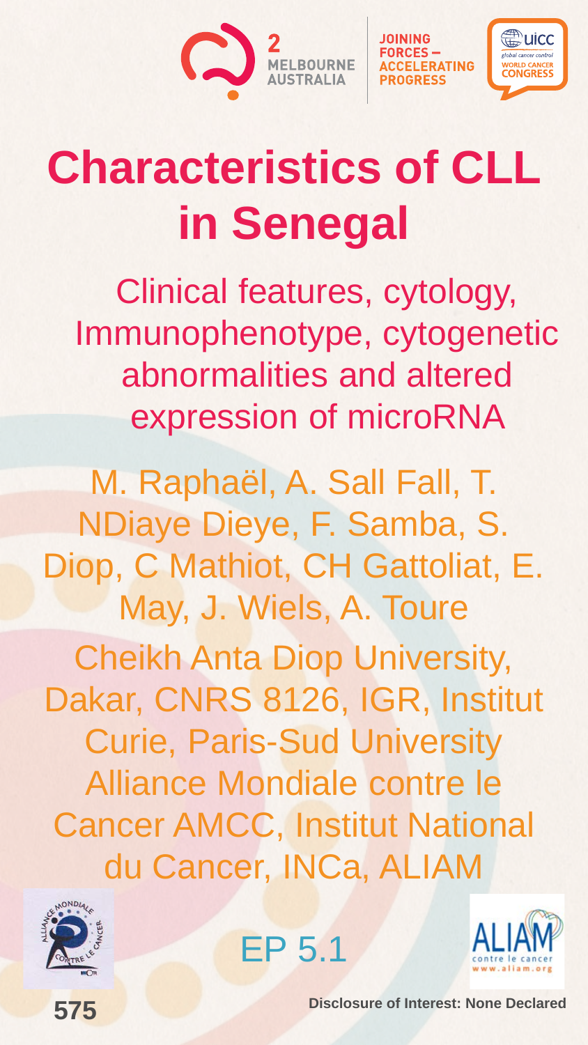JOINING FORCES – ACCELERATING PROGRESS

# Characteristics of CLL in Senegal

## Clinical features, cytology, Immunophenotype, cytogenetic abnormalities and altered expression of microRNA

M. Raphaël, A. Sall Fall, T. NDiaye Dieye, F. Samba, S. Diop, C Mathiot, CH Gattoliat, E. May, J. Wiels, A. Toure

Cheikh Anta Diop University, Dakar, CNRS 8126, IGR, Institut Curie, Paris-Sud University Alliance Mondiale contre le Cancer AMCC, Institut National du Cancer, INCa, ALIAM

EP 5.1

575

Disclosure of Interest: None Declared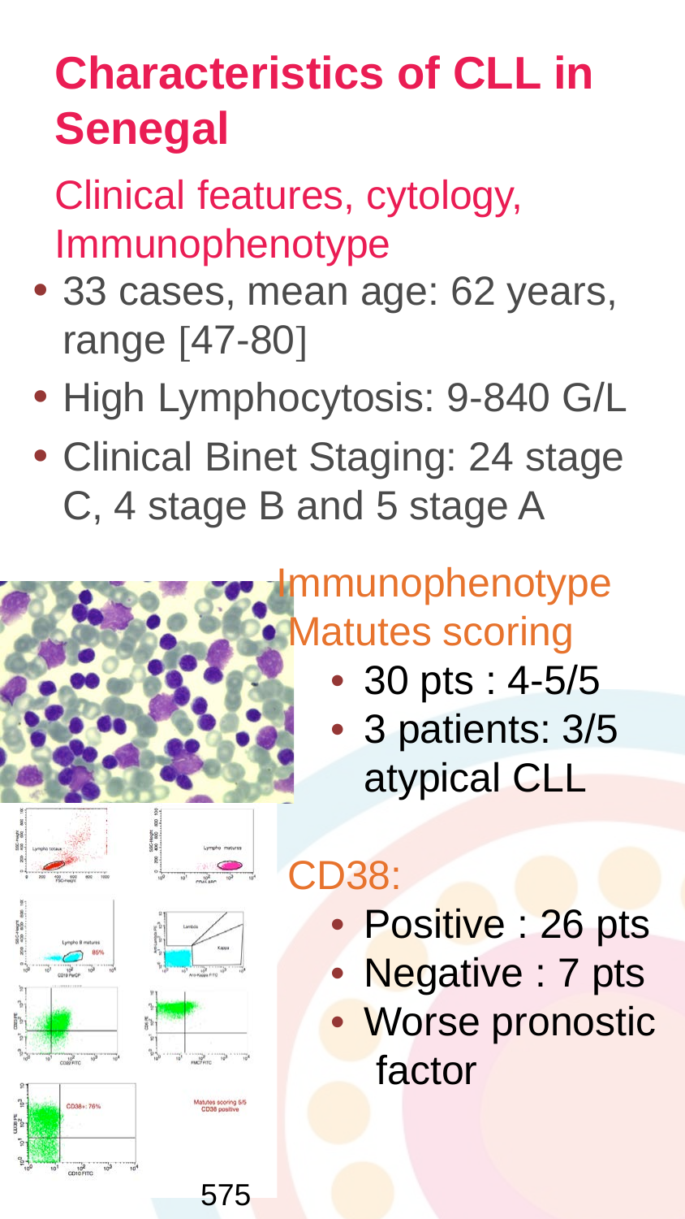# Characteristics of CLL in Senegal

## Clinical features, cytology, Immunophenotype

- 33 cases, mean age: 62 years, range [47-80]
- High Lymphocytosis: 9-840 G/L
- Clinical Binet Staging: 24 stage C, 4 stage B and 5 stage A

### Immunophenotype Matutes scoring

- 30 pts : 4-5/5
- 3 patients: 3/5 atypical CLL

### CD38:

- Positive : 26 pts
- Negative : 7 pts
- Worse pronostic factor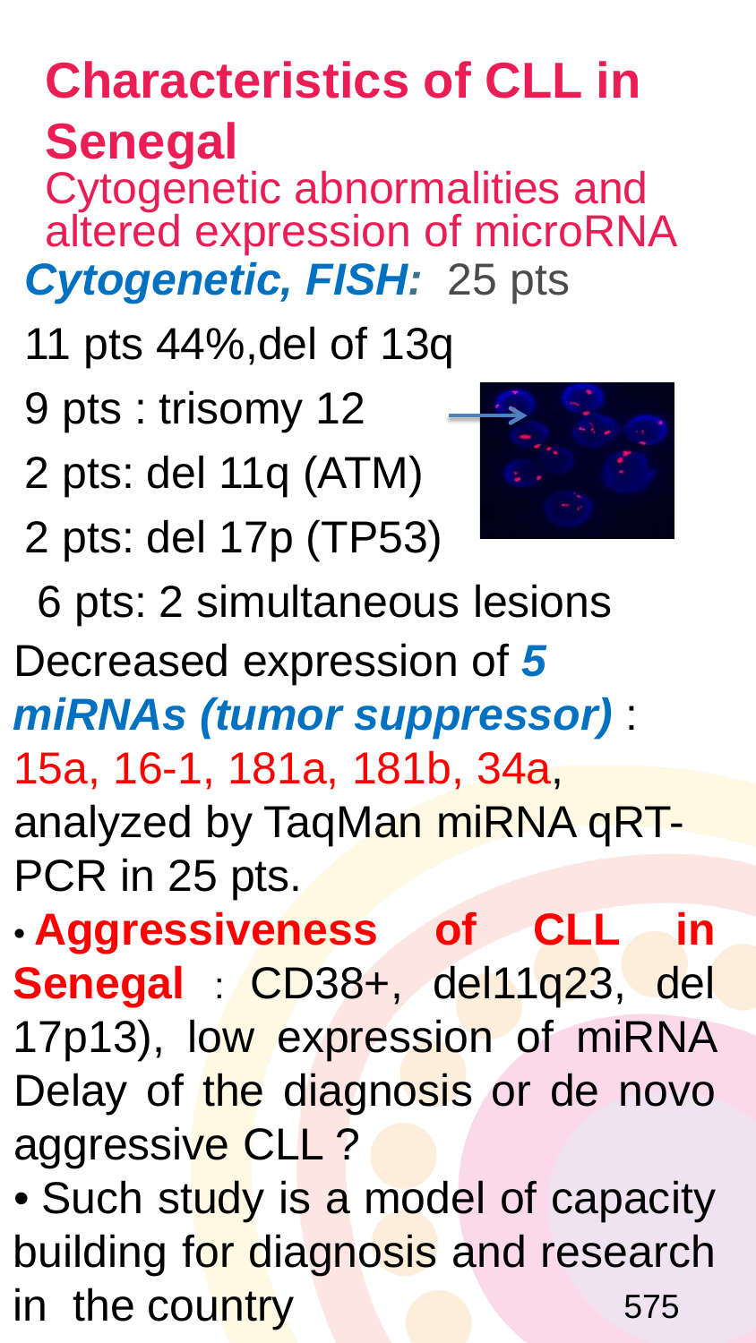# Characteristics of CLL in Senegal

## Cytogenetic abnormalities and altered expression of microRNA

***Cytogenetic, FISH:*** 25 pts

11 pts 44%,del of 13q

9 pts : trisomy 12

2 pts: del 11q (ATM)

2 pts: del 17p (TP53)

6 pts: 2 simultaneous lesions

Decreased expression of ***5 miRNAs (tumor suppressor)*** : 15a, 16-1, 181a, 181b, 34a, analyzed by TaqMan miRNA qRT-PCR in 25 pts.

- **Aggressiveness of CLL in Senegal** : CD38+, del11q23, del 17p13), low expression of miRNA Delay of the diagnosis or de novo aggressive CLL ?
- Such study is a model of capacity building for diagnosis and research in the country